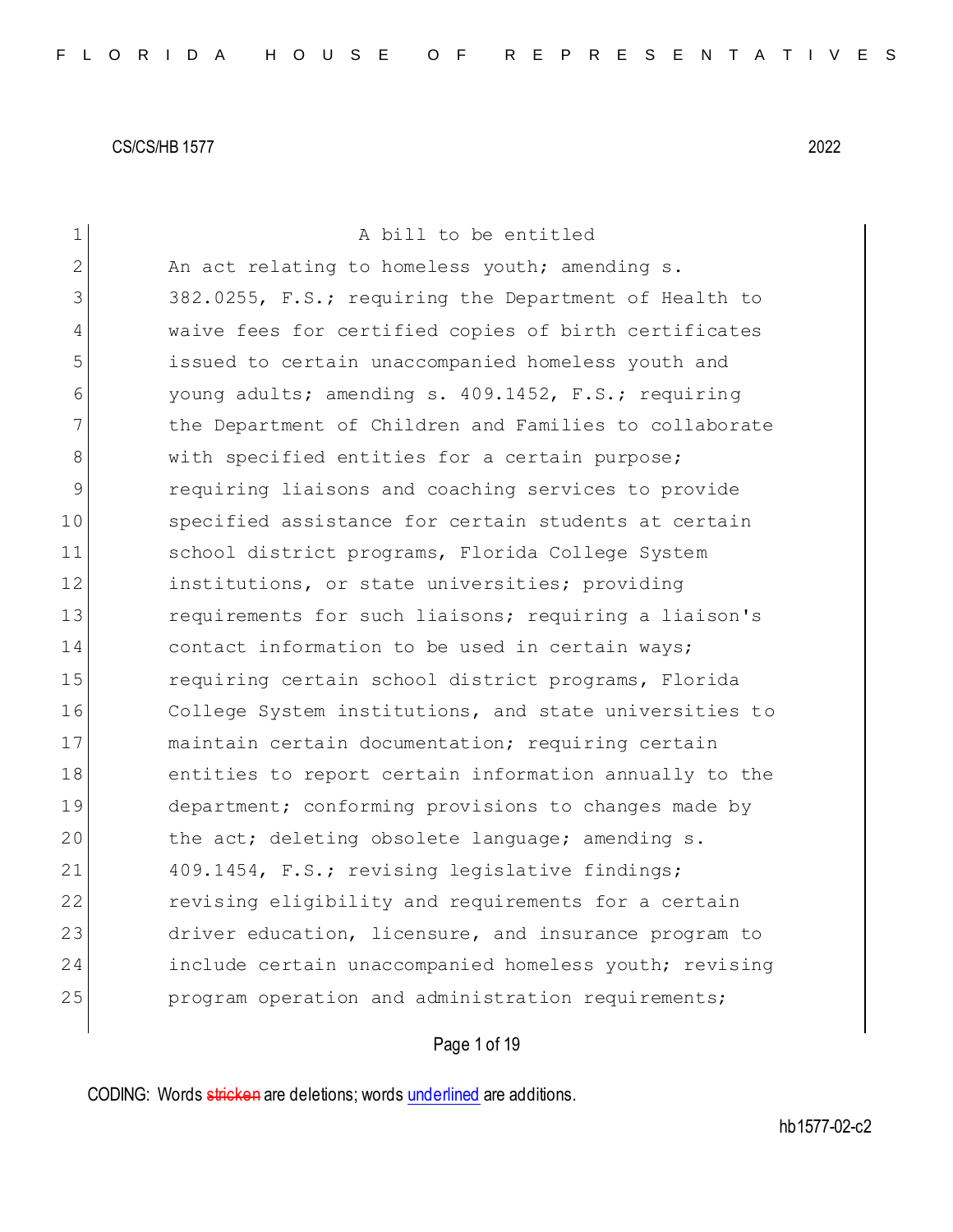CS/CS/HB 1577 2022

A bill to be entitled

An act relating to homeless youth; amending s. 382.0255, F.S.; requiring the Department of Health to waive fees for certified copies of birth certificates issued to certain unaccompanied homeless youth and young adults; amending s. 409.1452, F.S.; requiring the Department of Children and Families to collaborate with specified entities for a certain purpose; requiring liaisons and coaching services to provide specified assistance for certain students at certain school district programs, Florida College System institutions, or state universities; providing requirements for such liaisons; requiring a liaison's contact information to be used in certain ways; requiring certain school district programs, Florida College System institutions, and state universities to maintain certain documentation; requiring certain entities to report certain information annually to the department; conforming provisions to changes made by the act; deleting obsolete language; amending s. 409.1454, F.S.; revising legislative findings; revising eligibility and requirements for a certain driver education, licensure, and insurance program to include certain unaccompanied homeless youth; revising program operation and administration requirements;

CODING: Words ~~stricken~~ are deletions; words underlined are additions.

hb1577-02-c2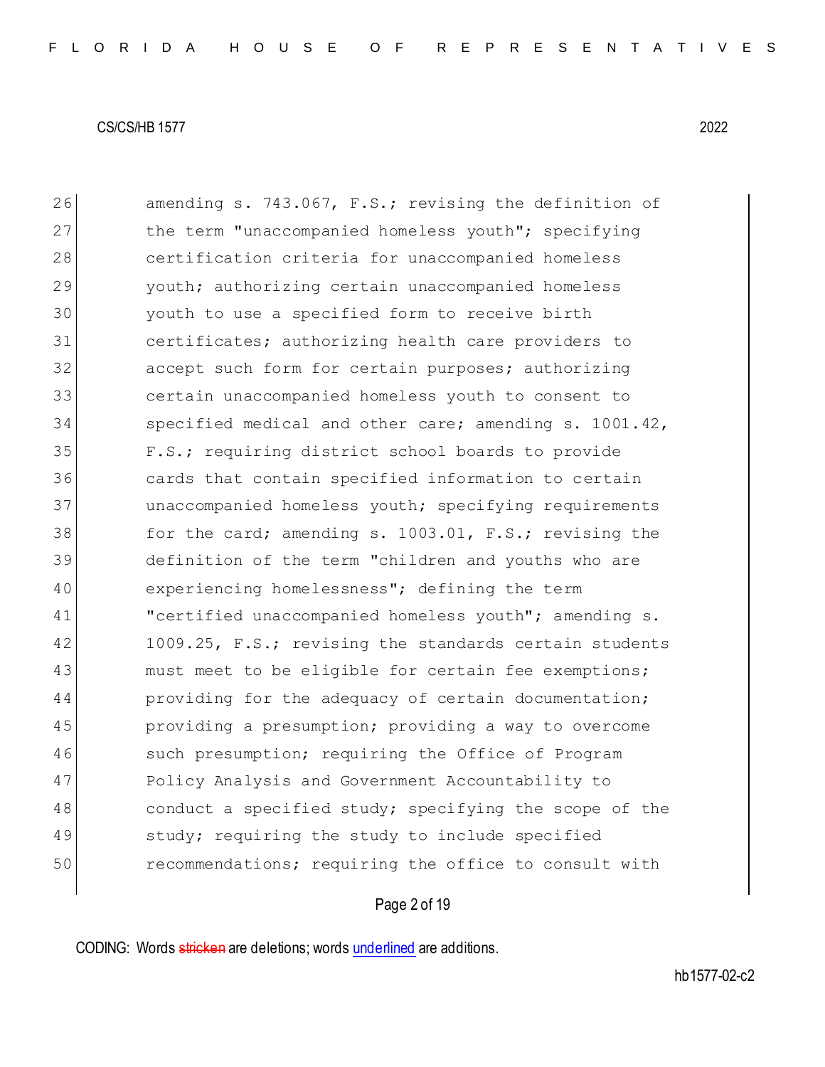amending s. 743.067, F.S.; revising the definition of the term "unaccompanied homeless youth"; specifying certification criteria for unaccompanied homeless youth; authorizing certain unaccompanied homeless youth to use a specified form to receive birth certificates; authorizing health care providers to accept such form for certain purposes; authorizing certain unaccompanied homeless youth to consent to specified medical and other care; amending s. 1001.42, F.S.; requiring district school boards to provide cards that contain specified information to certain unaccompanied homeless youth; specifying requirements for the card; amending s. 1003.01, F.S.; revising the definition of the term "children and youths who are experiencing homelessness"; defining the term "certified unaccompanied homeless youth"; amending s. 1009.25, F.S.; revising the standards certain students must meet to be eligible for certain fee exemptions; providing for the adequacy of certain documentation; providing a presumption; providing a way to overcome such presumption; requiring the Office of Program Policy Analysis and Government Accountability to conduct a specified study; specifying the scope of the study; requiring the study to include specified recommendations; requiring the office to consult with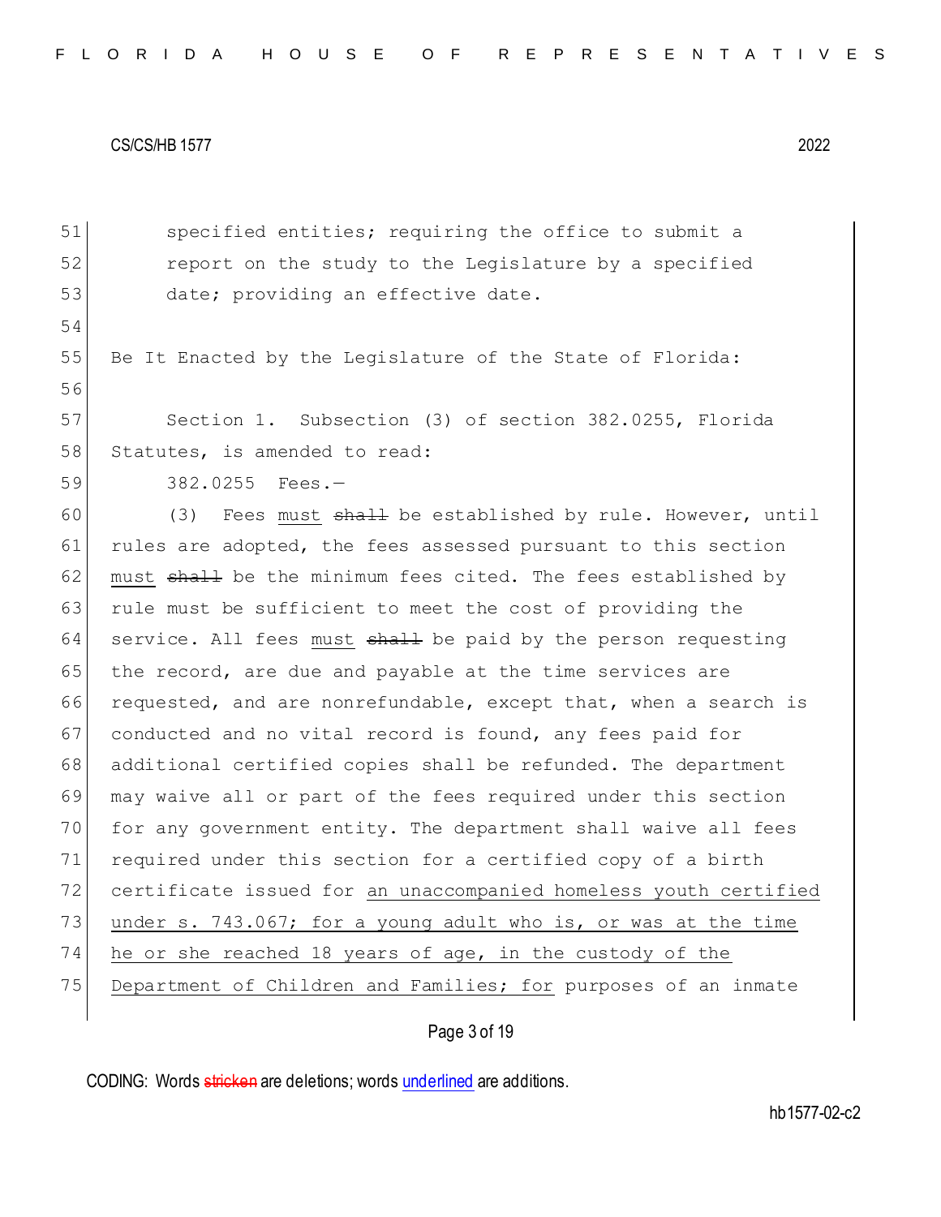specified entities; requiring the office to submit a report on the study to the Legislature by a specified date; providing an effective date.

Be It Enacted by the Legislature of the State of Florida:

Section 1. Subsection (3) of section 382.0255, Florida Statutes, is amended to read:

382.0255 Fees.—

(3) Fees must ~~shall~~ be established by rule. However, until rules are adopted, the fees assessed pursuant to this section must ~~shall~~ be the minimum fees cited. The fees established by rule must be sufficient to meet the cost of providing the service. All fees must ~~shall~~ be paid by the person requesting the record, are due and payable at the time services are requested, and are nonrefundable, except that, when a search is conducted and no vital record is found, any fees paid for additional certified copies shall be refunded. The department may waive all or part of the fees required under this section for any government entity. The department shall waive all fees required under this section for a certified copy of a birth certificate issued for an unaccompanied homeless youth certified under s. 743.067; for a young adult who is, or was at the time he or she reached 18 years of age, in the custody of the Department of Children and Families; for purposes of an inmate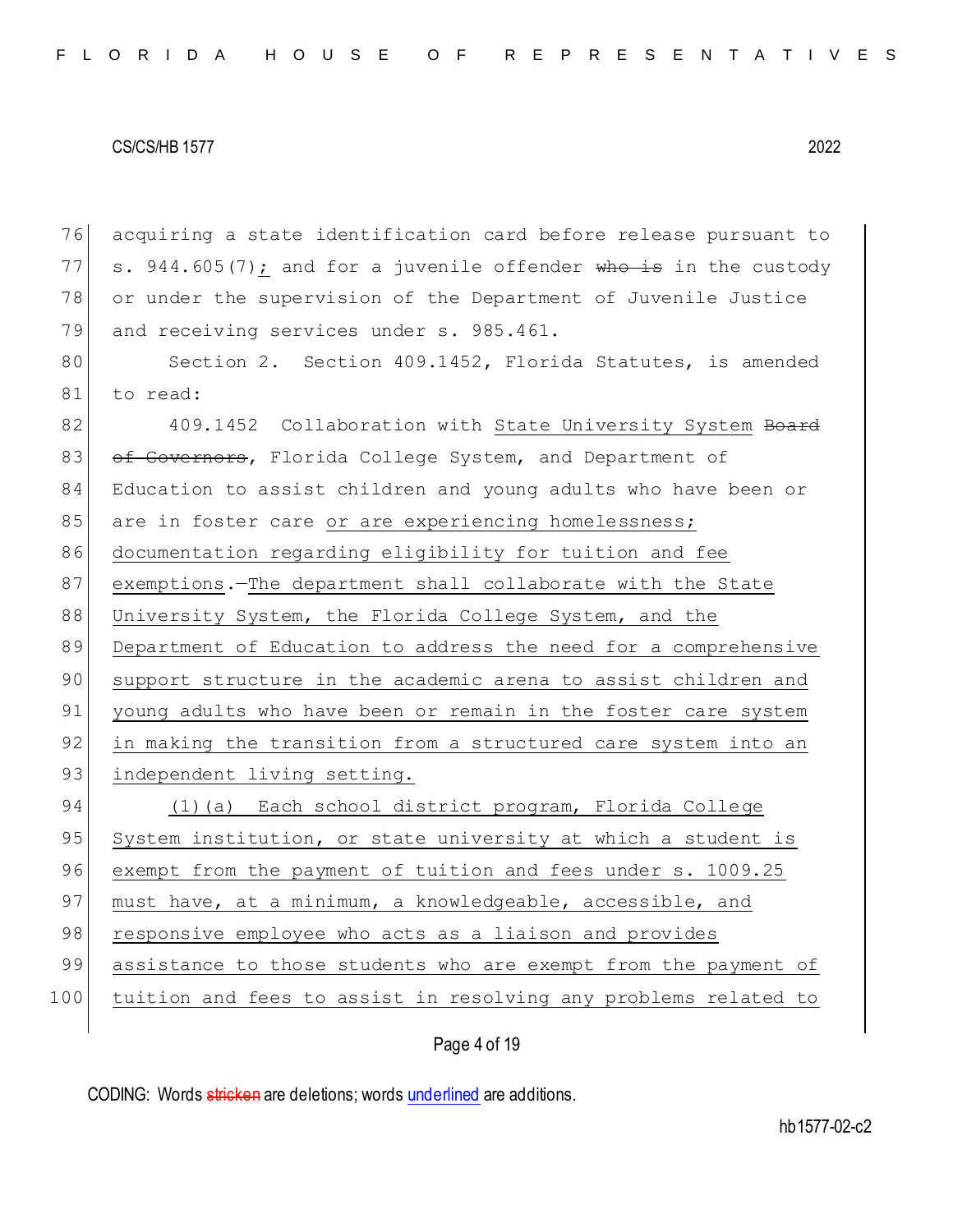acquiring a state identification card before release pursuant to s. 944.605(7); and for a juvenile offender ~~who is~~ in the custody or under the supervision of the Department of Juvenile Justice and receiving services under s. 985.461.

Section 2. Section 409.1452, Florida Statutes, is amended to read:

409.1452 Collaboration with State University System ~~Board of Governors~~, Florida College System, and Department of Education to assist children and young adults who have been or are in foster care or are experiencing homelessness; documentation regarding eligibility for tuition and fee exemptions.—The department shall collaborate with the State University System, the Florida College System, and the Department of Education to address the need for a comprehensive support structure in the academic arena to assist children and young adults who have been or remain in the foster care system in making the transition from a structured care system into an independent living setting.

(1)(a) Each school district program, Florida College System institution, or state university at which a student is exempt from the payment of tuition and fees under s. 1009.25 must have, at a minimum, a knowledgeable, accessible, and responsive employee who acts as a liaison and provides assistance to those students who are exempt from the payment of tuition and fees to assist in resolving any problems related to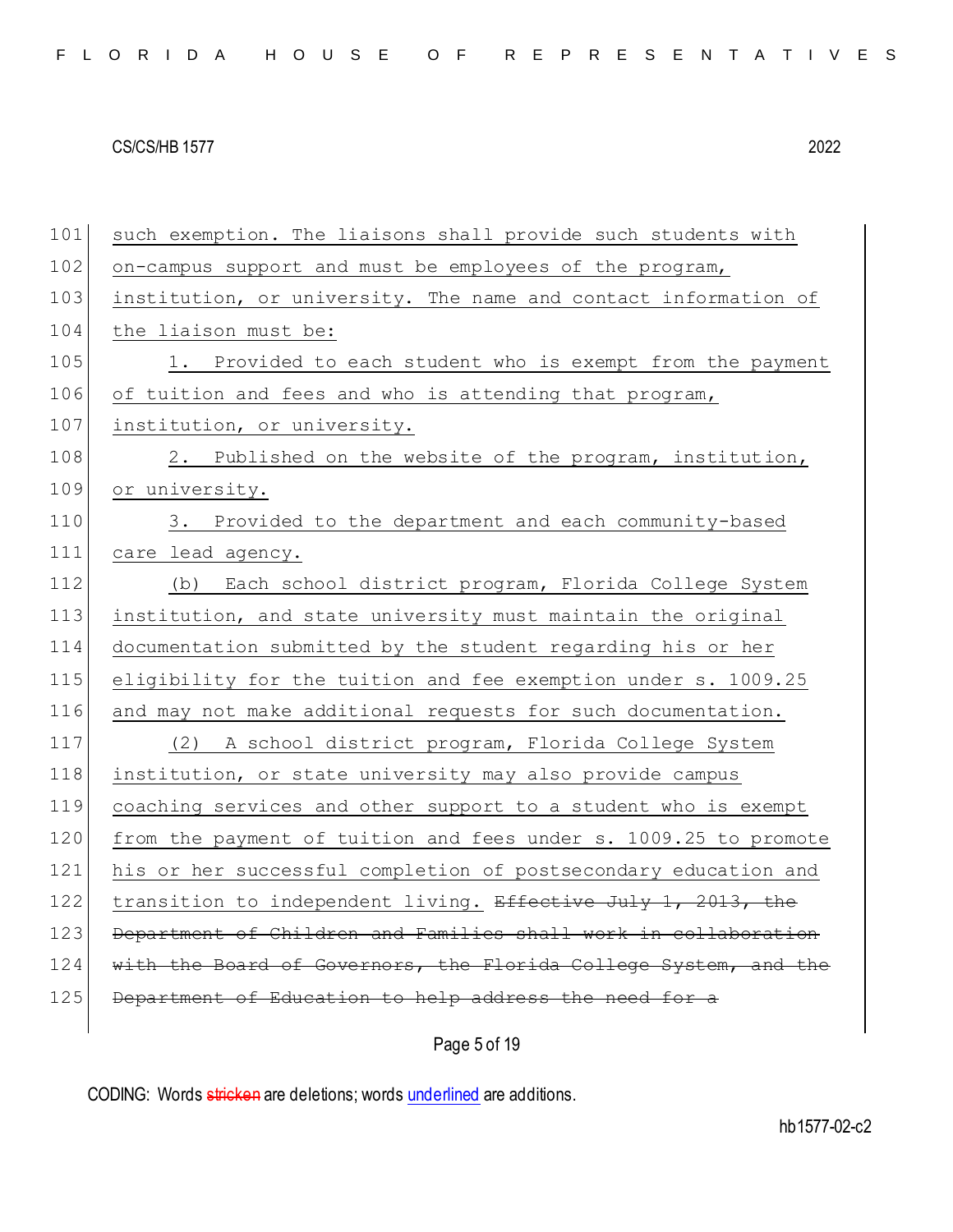such exemption. The liaisons shall provide such students with on-campus support and must be employees of the program, institution, or university. The name and contact information of the liaison must be:

1. Provided to each student who is exempt from the payment of tuition and fees and who is attending that program, institution, or university.

2. Published on the website of the program, institution, or university.

3. Provided to the department and each community-based care lead agency.

(b) Each school district program, Florida College System institution, and state university must maintain the original documentation submitted by the student regarding his or her eligibility for the tuition and fee exemption under s. 1009.25 and may not make additional requests for such documentation.

(2) A school district program, Florida College System institution, or state university may also provide campus coaching services and other support to a student who is exempt from the payment of tuition and fees under s. 1009.25 to promote his or her successful completion of postsecondary education and transition to independent living. ~~Effective July 1, 2013, the Department of Children and Families shall work in collaboration with the Board of Governors, the Florida College System, and the Department of Education to help address the need for a~~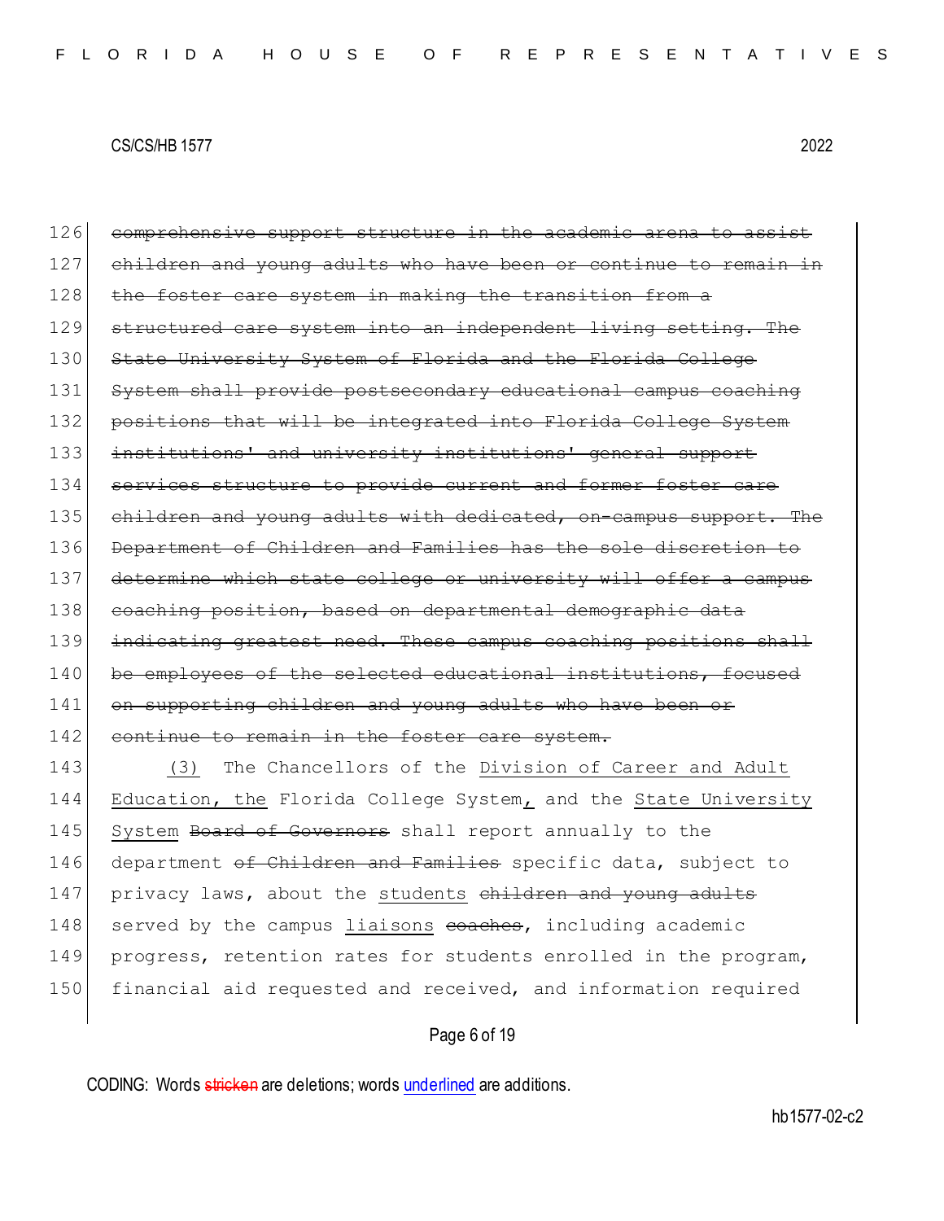126 ~~comprehensive support structure in the academic arena to assist~~
127 ~~children and young adults who have been or continue to remain in~~
128 ~~the foster care system in making the transition from a~~
129 ~~structured care system into an independent living setting. The~~
130 ~~State University System of Florida and the Florida College~~
131 ~~System shall provide postsecondary educational campus coaching~~
132 ~~positions that will be integrated into Florida College System~~
133 ~~institutions' and university institutions' general support~~
134 ~~services structure to provide current and former foster care~~
135 ~~children and young adults with dedicated, on-campus support. The~~
136 ~~Department of Children and Families has the sole discretion to~~
137 ~~determine which state college or university will offer a campus~~
138 ~~coaching position, based on departmental demographic data~~
139 ~~indicating greatest need. These campus coaching positions shall~~
140 ~~be employees of the selected educational institutions, focused~~
141 ~~on supporting children and young adults who have been or~~
142 ~~continue to remain in the foster care system.~~
143 <u>(3)</u> The Chancellors of the <u>Division of Career and Adult</u>
144 <u>Education, the</u> Florida College System<u>,</u> and the <u>State University</u>
145 <u>System</u> ~~Board of Governors~~ shall report annually to the
146 department ~~of Children and Families~~ specific data, subject to
147 privacy laws, about the <u>students</u> ~~children and young adults~~
148 served by the campus <u>liaisons</u> ~~coaches~~, including academic
149 progress, retention rates for students enrolled in the program,
150 financial aid requested and received, and information required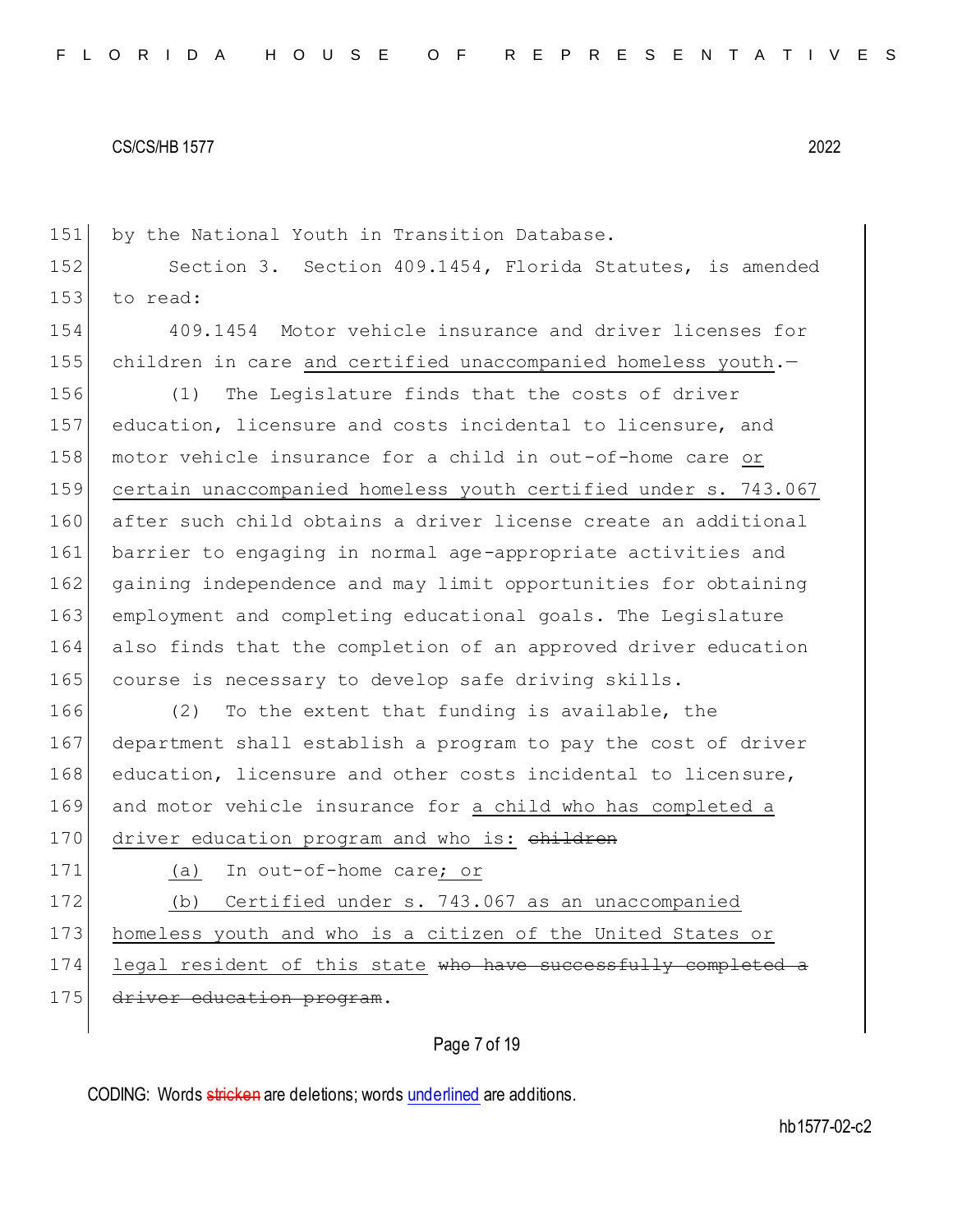by the National Youth in Transition Database.

Section 3. Section 409.1454, Florida Statutes, is amended to read:

409.1454 Motor vehicle insurance and driver licenses for children in care <u>and certified unaccompanied homeless youth</u>.—

(1) The Legislature finds that the costs of driver education, licensure and costs incidental to licensure, and motor vehicle insurance for a child in out-of-home care <u>or certain unaccompanied homeless youth certified under s. 743.067</u> after such child obtains a driver license create an additional barrier to engaging in normal age-appropriate activities and gaining independence and may limit opportunities for obtaining employment and completing educational goals. The Legislature also finds that the completion of an approved driver education course is necessary to develop safe driving skills.

(2) To the extent that funding is available, the department shall establish a program to pay the cost of driver education, licensure and other costs incidental to licensure, and motor vehicle insurance for <u>a child who has completed a driver education program and who is:</u> ~~children~~

<u>(a)</u> In out-of-home care<u>; or</u>

<u>(b) Certified under s. 743.067 as an unaccompanied homeless youth and who is a citizen of the United States or legal resident of this state</u> ~~who have successfully completed a driver education program~~.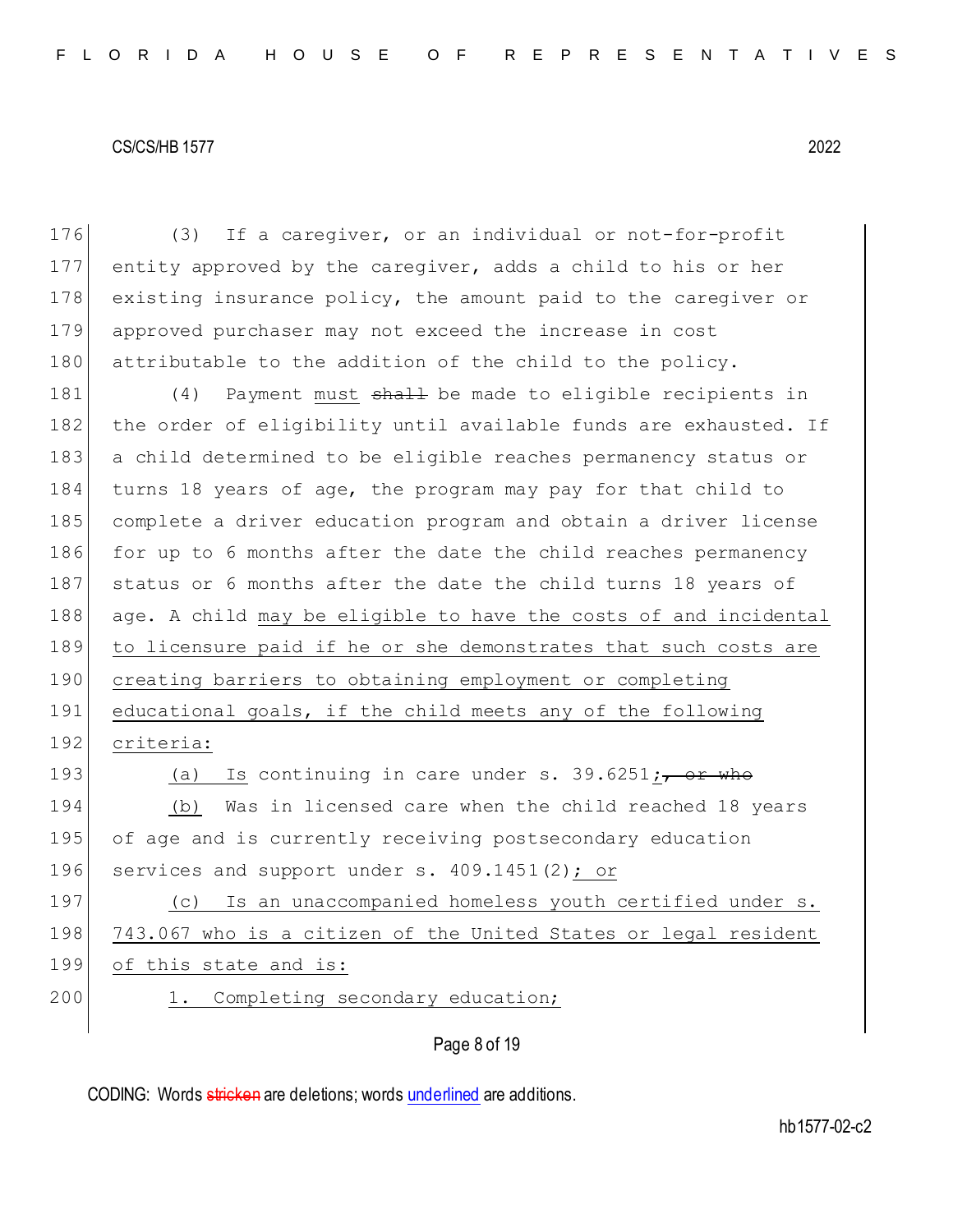(3) If a caregiver, or an individual or not-for-profit entity approved by the caregiver, adds a child to his or her existing insurance policy, the amount paid to the caregiver or approved purchaser may not exceed the increase in cost attributable to the addition of the child to the policy.

(4) Payment must ~~shall~~ be made to eligible recipients in the order of eligibility until available funds are exhausted. If a child determined to be eligible reaches permanency status or turns 18 years of age, the program may pay for that child to complete a driver education program and obtain a driver license for up to 6 months after the date the child reaches permanency status or 6 months after the date the child turns 18 years of age. A child may be eligible to have the costs of and incidental to licensure paid if he or she demonstrates that such costs are creating barriers to obtaining employment or completing educational goals, if the child meets any of the following criteria:

(a) Is continuing in care under s. 39.6251;~~, or who~~

(b) Was in licensed care when the child reached 18 years of age and is currently receiving postsecondary education services and support under s. 409.1451(2); or

(c) Is an unaccompanied homeless youth certified under s. 743.067 who is a citizen of the United States or legal resident of this state and is:

1. Completing secondary education;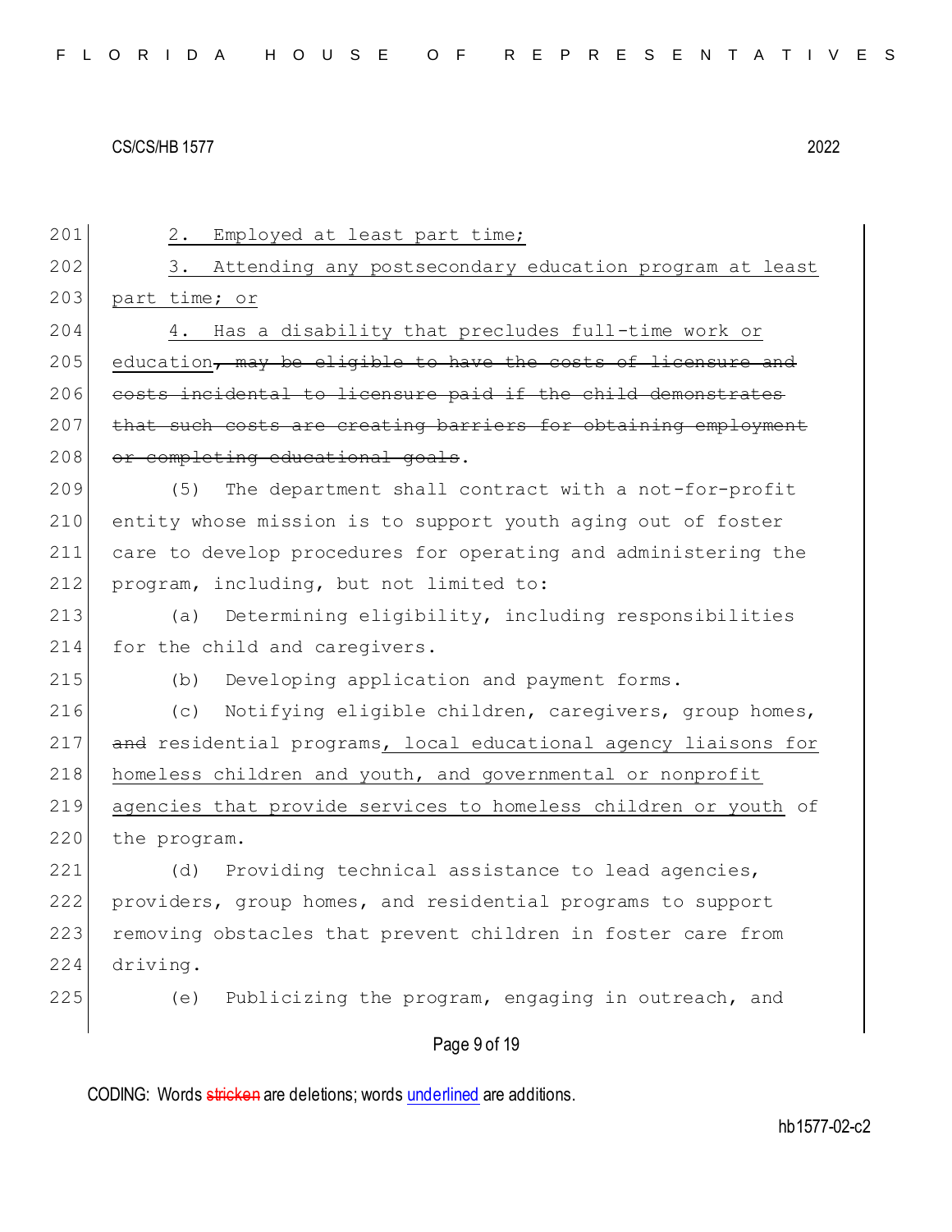2. Employed at least part time;

3. Attending any postsecondary education program at least part time; or

4. Has a disability that precludes full-time work or education~~, may be eligible to have the costs of licensure and costs incidental to licensure paid if the child demonstrates that such costs are creating barriers for obtaining employment or completing educational goals~~.

(5) The department shall contract with a not-for-profit entity whose mission is to support youth aging out of foster care to develop procedures for operating and administering the program, including, but not limited to:

(a) Determining eligibility, including responsibilities for the child and caregivers.

(b) Developing application and payment forms.

(c) Notifying eligible children, caregivers, group homes, ~~and~~ residential programs, local educational agency liaisons for homeless children and youth, and governmental or nonprofit agencies that provide services to homeless children or youth of the program.

(d) Providing technical assistance to lead agencies, providers, group homes, and residential programs to support removing obstacles that prevent children in foster care from driving.

(e) Publicizing the program, engaging in outreach, and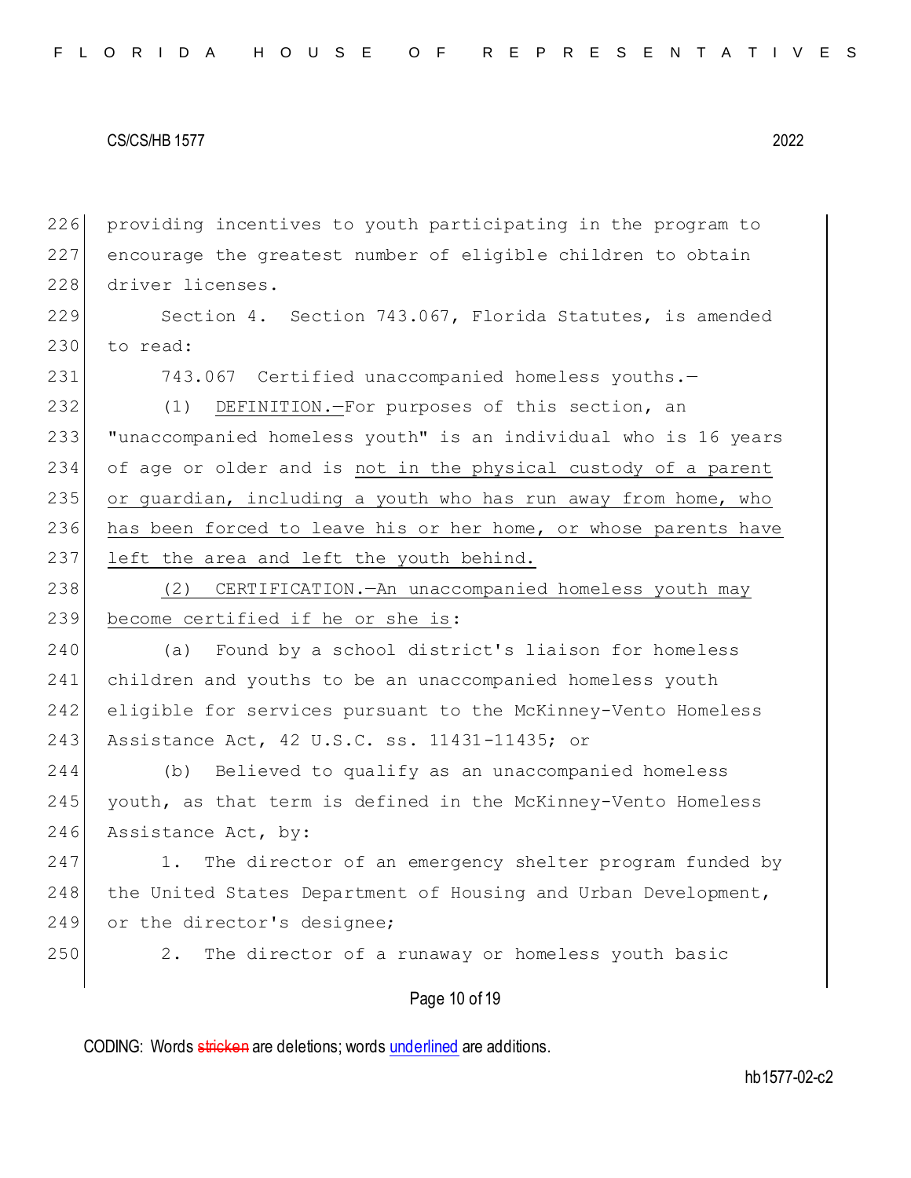providing incentives to youth participating in the program to encourage the greatest number of eligible children to obtain driver licenses.

Section 4. Section 743.067, Florida Statutes, is amended to read:

743.067 Certified unaccompanied homeless youths.—

(1) DEFINITION.—For purposes of this section, an "unaccompanied homeless youth" is an individual who is 16 years of age or older and is not in the physical custody of a parent or guardian, including a youth who has run away from home, who has been forced to leave his or her home, or whose parents have left the area and left the youth behind.

(2) CERTIFICATION.—An unaccompanied homeless youth may become certified if he or she is:

(a) Found by a school district's liaison for homeless children and youths to be an unaccompanied homeless youth eligible for services pursuant to the McKinney-Vento Homeless Assistance Act, 42 U.S.C. ss. 11431-11435; or

(b) Believed to qualify as an unaccompanied homeless youth, as that term is defined in the McKinney-Vento Homeless Assistance Act, by:

1. The director of an emergency shelter program funded by the United States Department of Housing and Urban Development, or the director's designee;

2. The director of a runaway or homeless youth basic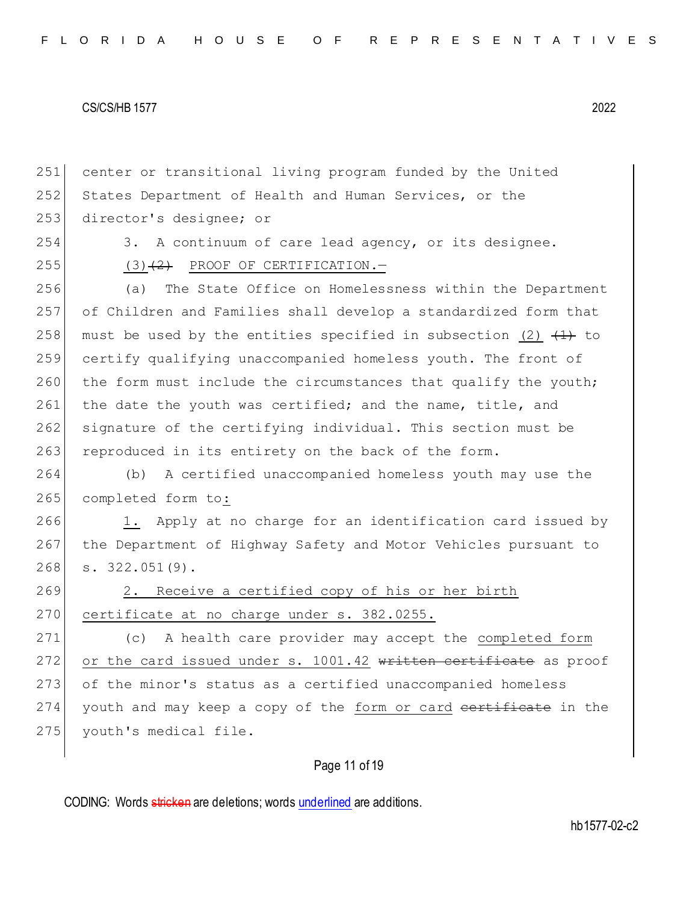center or transitional living program funded by the United States Department of Health and Human Services, or the director's designee; or

3. A continuum of care lead agency, or its designee.

(3)~~(2)~~ PROOF OF CERTIFICATION.—

(a) The State Office on Homelessness within the Department of Children and Families shall develop a standardized form that must be used by the entities specified in subsection (2) ~~(1)~~ to certify qualifying unaccompanied homeless youth. The front of the form must include the circumstances that qualify the youth; the date the youth was certified; and the name, title, and signature of the certifying individual. This section must be reproduced in its entirety on the back of the form.

(b) A certified unaccompanied homeless youth may use the completed form to:

1. Apply at no charge for an identification card issued by the Department of Highway Safety and Motor Vehicles pursuant to s. 322.051(9).

2. Receive a certified copy of his or her birth certificate at no charge under s. 382.0255.

(c) A health care provider may accept the completed form or the card issued under s. 1001.42 ~~written certificate~~ as proof of the minor's status as a certified unaccompanied homeless youth and may keep a copy of the form or card ~~certificate~~ in the youth's medical file.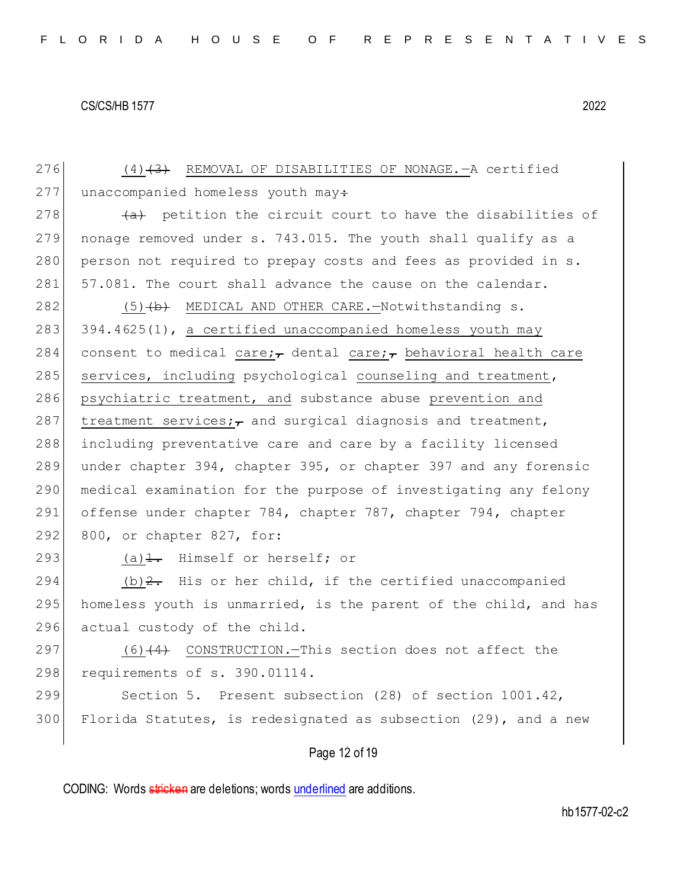276 (4)~~(3)~~ REMOVAL OF DISABILITIES OF NONAGE.—A certified
277 unaccompanied homeless youth may~~:~~

278 ~~(a)~~ petition the circuit court to have the disabilities of
279 nonage removed under s. 743.015. The youth shall qualify as a
280 person not required to prepay costs and fees as provided in s.
281 57.081. The court shall advance the cause on the calendar.

282 (5)~~(b)~~ MEDICAL AND OTHER CARE.—Notwithstanding s.
283 394.4625(1), a certified unaccompanied homeless youth may
284 consent to medical care;~~,~~ dental care;~~,~~ behavioral health care
285 services, including psychological counseling and treatment,
286 psychiatric treatment, and substance abuse prevention and
287 treatment services;~~,~~ and surgical diagnosis and treatment,
288 including preventative care and care by a facility licensed
289 under chapter 394, chapter 395, or chapter 397 and any forensic
290 medical examination for the purpose of investigating any felony
291 offense under chapter 784, chapter 787, chapter 794, chapter
292 800, or chapter 827, for:

293 (a)~~1.~~ Himself or herself; or

294 (b)~~2.~~ His or her child, if the certified unaccompanied
295 homeless youth is unmarried, is the parent of the child, and has
296 actual custody of the child.

297 (6)~~(4)~~ CONSTRUCTION.—This section does not affect the
298 requirements of s. 390.01114.

299 Section 5. Present subsection (28) of section 1001.42,
300 Florida Statutes, is redesignated as subsection (29), and a new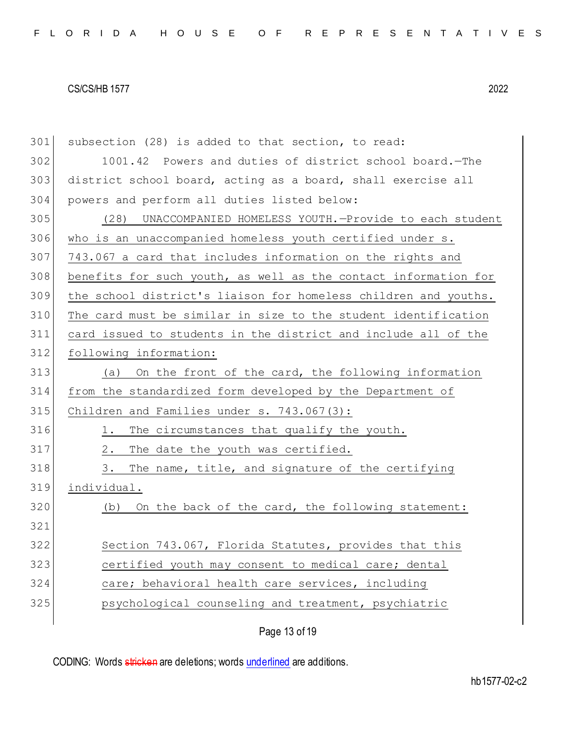subsection (28) is added to that section, to read:

1001.42 Powers and duties of district school board.—The district school board, acting as a board, shall exercise all powers and perform all duties listed below:

(28) UNACCOMPANIED HOMELESS YOUTH.—Provide to each student who is an unaccompanied homeless youth certified under s. 743.067 a card that includes information on the rights and benefits for such youth, as well as the contact information for the school district's liaison for homeless children and youths. The card must be similar in size to the student identification card issued to students in the district and include all of the following information:

(a) On the front of the card, the following information from the standardized form developed by the Department of Children and Families under s. 743.067(3):

1. The circumstances that qualify the youth.

2. The date the youth was certified.

3. The name, title, and signature of the certifying individual.

(b) On the back of the card, the following statement:

> Section 743.067, Florida Statutes, provides that this certified youth may consent to medical care; dental care; behavioral health care services, including psychological counseling and treatment, psychiatric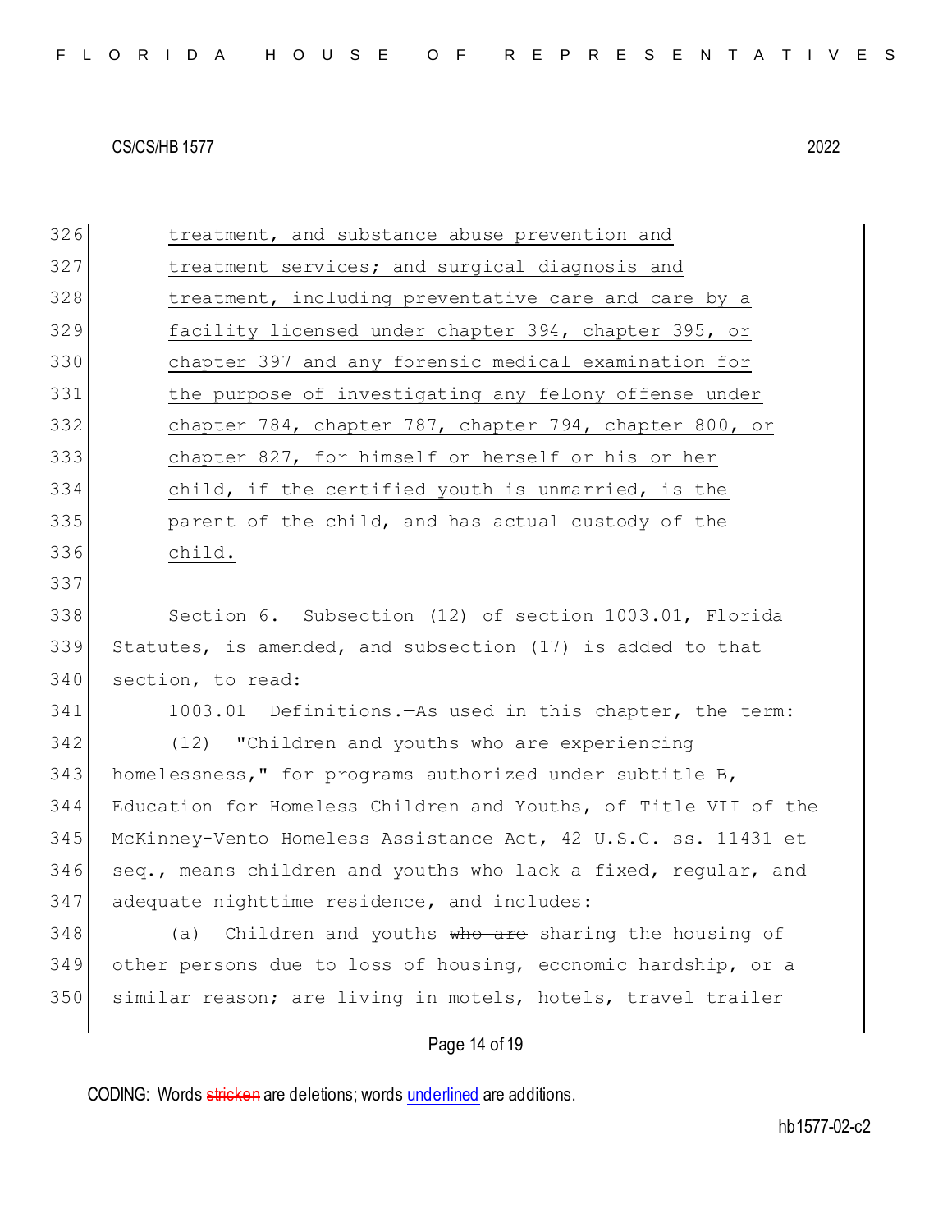treatment, and substance abuse prevention and treatment services; and surgical diagnosis and treatment, including preventative care and care by a facility licensed under chapter 394, chapter 395, or chapter 397 and any forensic medical examination for the purpose of investigating any felony offense under chapter 784, chapter 787, chapter 794, chapter 800, or chapter 827, for himself or herself or his or her child, if the certified youth is unmarried, is the parent of the child, and has actual custody of the child.

Section 6. Subsection (12) of section 1003.01, Florida Statutes, is amended, and subsection (17) is added to that section, to read:

1003.01 Definitions.—As used in this chapter, the term:

(12) "Children and youths who are experiencing homelessness," for programs authorized under subtitle B, Education for Homeless Children and Youths, of Title VII of the McKinney-Vento Homeless Assistance Act, 42 U.S.C. ss. 11431 et seq., means children and youths who lack a fixed, regular, and adequate nighttime residence, and includes:

(a) Children and youths ~~who are~~ sharing the housing of other persons due to loss of housing, economic hardship, or a similar reason; are living in motels, hotels, travel trailer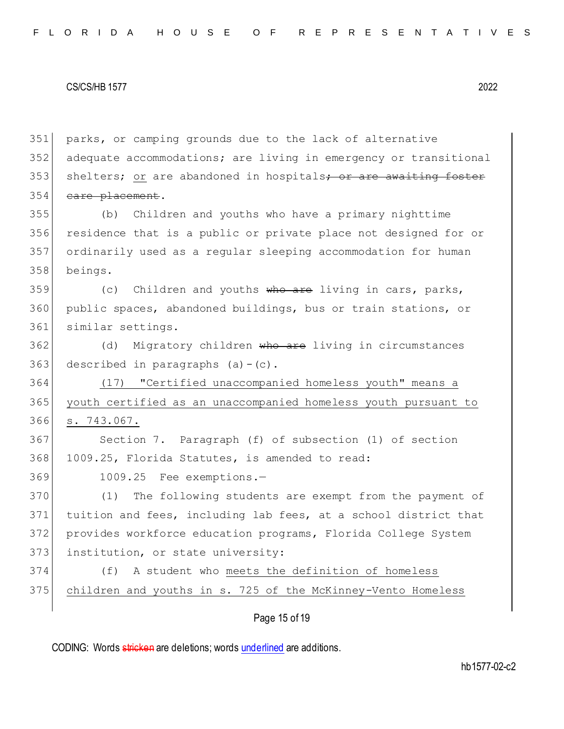parks, or camping grounds due to the lack of alternative adequate accommodations; are living in emergency or transitional shelters; <u>or</u> are abandoned in hospitals~~; or are awaiting foster care placement~~.

(b) Children and youths who have a primary nighttime residence that is a public or private place not designed for or ordinarily used as a regular sleeping accommodation for human beings.

(c) Children and youths ~~who are~~ living in cars, parks, public spaces, abandoned buildings, bus or train stations, or similar settings.

(d) Migratory children ~~who are~~ living in circumstances described in paragraphs (a)-(c).

<u>(17) "Certified unaccompanied homeless youth" means a youth certified as an unaccompanied homeless youth pursuant to s. 743.067.</u>

Section 7. Paragraph (f) of subsection (1) of section 1009.25, Florida Statutes, is amended to read:

1009.25 Fee exemptions.—

(1) The following students are exempt from the payment of tuition and fees, including lab fees, at a school district that provides workforce education programs, Florida College System institution, or state university:

(f) A student who <u>meets the definition of homeless children and youths in s. 725 of the McKinney-Vento Homeless</u>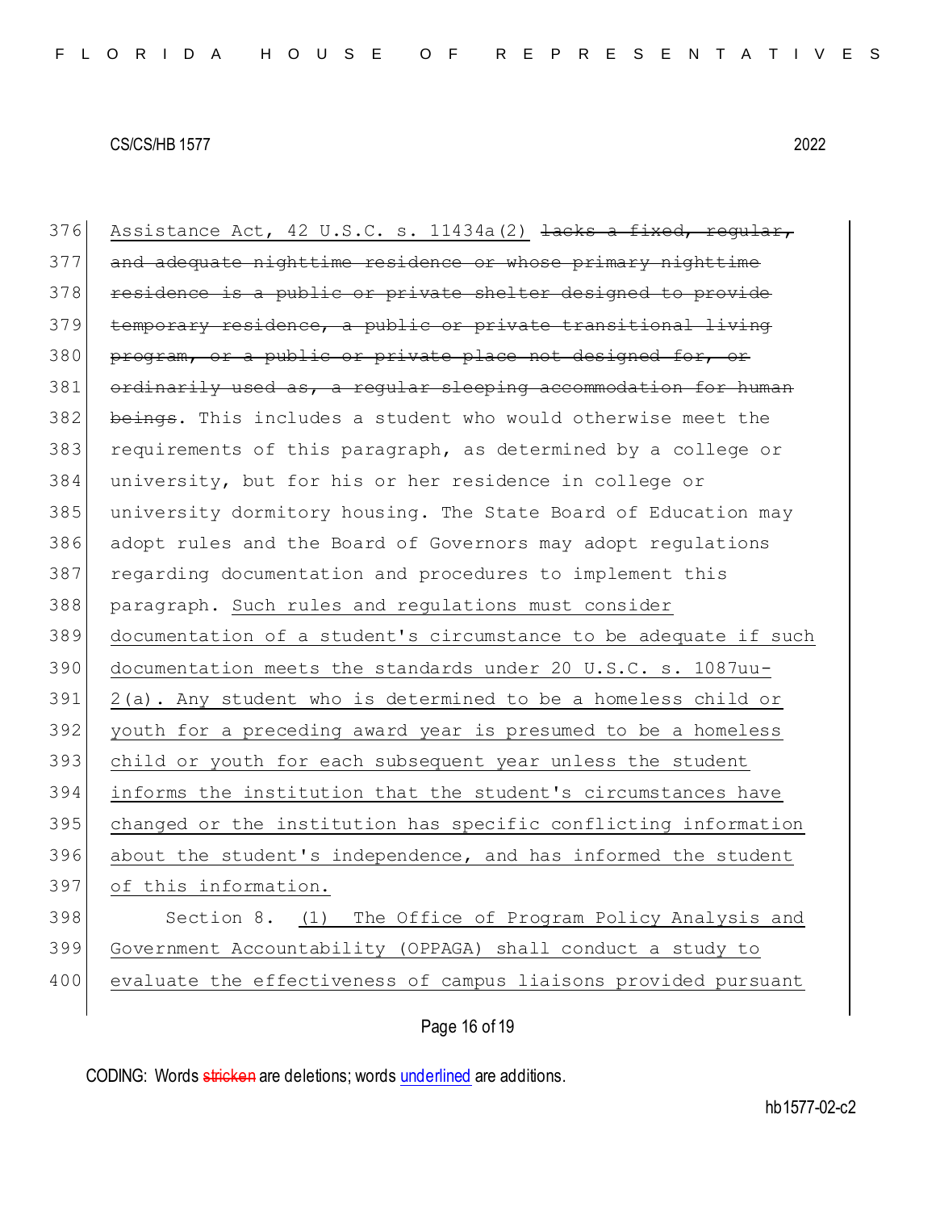376 Assistance Act, 42 U.S.C. s. 11434a(2) ~~lacks a fixed, regular,~~
377 ~~and adequate nighttime residence or whose primary nighttime~~
378 ~~residence is a public or private shelter designed to provide~~
379 ~~temporary residence, a public or private transitional living~~
380 ~~program, or a public or private place not designed for, or~~
381 ~~ordinarily used as, a regular sleeping accommodation for human~~
382 ~~beings~~. This includes a student who would otherwise meet the
383 requirements of this paragraph, as determined by a college or
384 university, but for his or her residence in college or
385 university dormitory housing. The State Board of Education may
386 adopt rules and the Board of Governors may adopt regulations
387 regarding documentation and procedures to implement this
388 paragraph. <u>Such rules and regulations must consider</u>
389 <u>documentation of a student's circumstance to be adequate if such</u>
390 <u>documentation meets the standards under 20 U.S.C. s. 1087uu-</u>
391 <u>2(a). Any student who is determined to be a homeless child or</u>
392 <u>youth for a preceding award year is presumed to be a homeless</u>
393 <u>child or youth for each subsequent year unless the student</u>
394 <u>informs the institution that the student's circumstances have</u>
395 <u>changed or the institution has specific conflicting information</u>
396 <u>about the student's independence, and has informed the student</u>
397 <u>of this information.</u>
398 Section 8. <u>(1) The Office of Program Policy Analysis and</u>
399 <u>Government Accountability (OPPAGA) shall conduct a study to</u>
400 <u>evaluate the effectiveness of campus liaisons provided pursuant</u>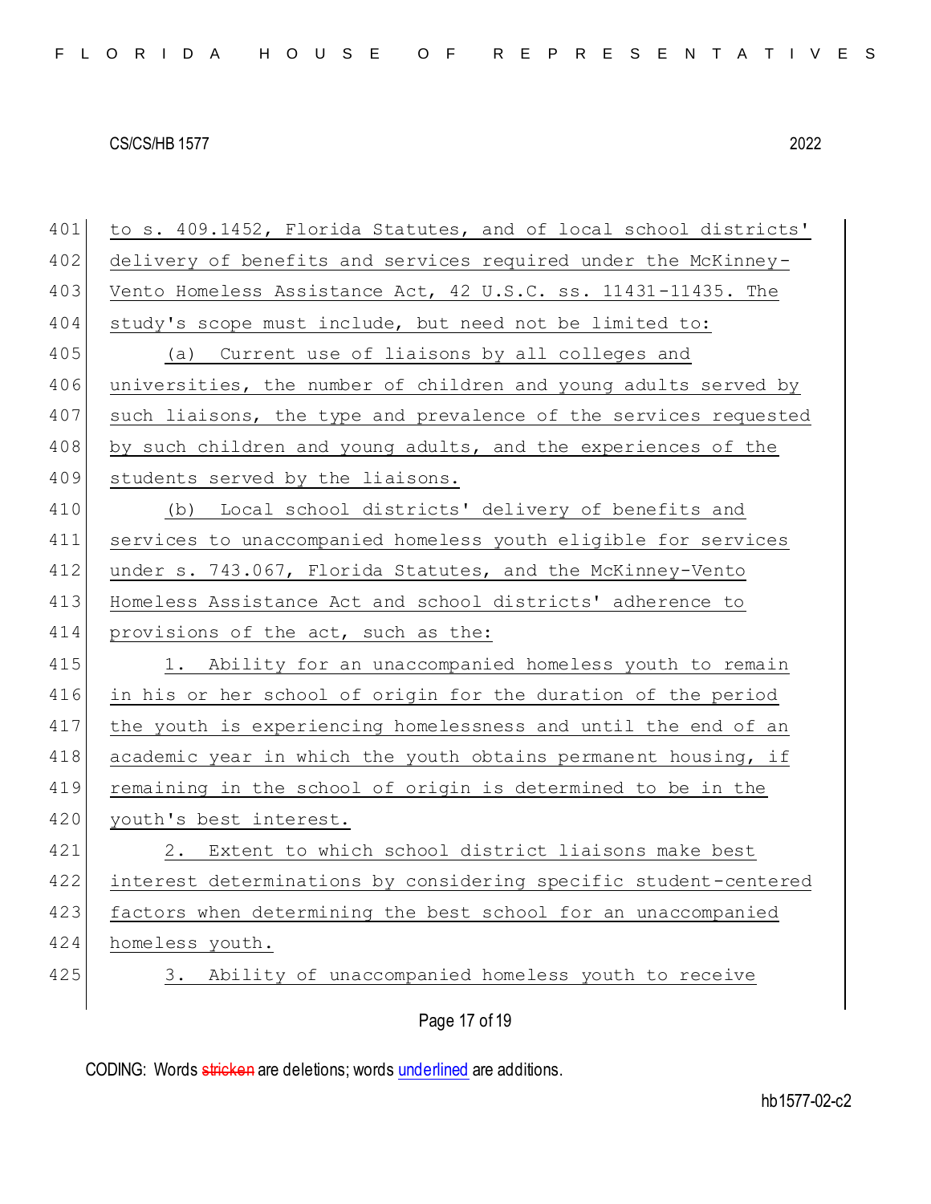to s. 409.1452, Florida Statutes, and of local school districts' delivery of benefits and services required under the McKinney-Vento Homeless Assistance Act, 42 U.S.C. ss. 11431-11435. The study's scope must include, but need not be limited to:

(a) Current use of liaisons by all colleges and universities, the number of children and young adults served by such liaisons, the type and prevalence of the services requested by such children and young adults, and the experiences of the students served by the liaisons.

(b) Local school districts' delivery of benefits and services to unaccompanied homeless youth eligible for services under s. 743.067, Florida Statutes, and the McKinney-Vento Homeless Assistance Act and school districts' adherence to provisions of the act, such as the:

1. Ability for an unaccompanied homeless youth to remain in his or her school of origin for the duration of the period the youth is experiencing homelessness and until the end of an academic year in which the youth obtains permanent housing, if remaining in the school of origin is determined to be in the youth's best interest.

2. Extent to which school district liaisons make best interest determinations by considering specific student-centered factors when determining the best school for an unaccompanied homeless youth.

3. Ability of unaccompanied homeless youth to receive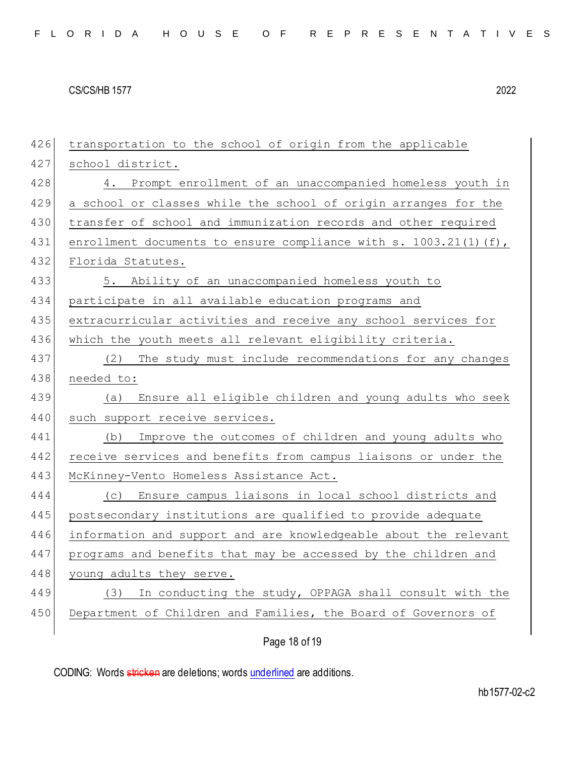transportation to the school of origin from the applicable school district.

4. Prompt enrollment of an unaccompanied homeless youth in a school or classes while the school of origin arranges for the transfer of school and immunization records and other required enrollment documents to ensure compliance with s. 1003.21(1)(f), Florida Statutes.

5. Ability of an unaccompanied homeless youth to participate in all available education programs and extracurricular activities and receive any school services for which the youth meets all relevant eligibility criteria.

(2) The study must include recommendations for any changes needed to:

(a) Ensure all eligible children and young adults who seek such support receive services.

(b) Improve the outcomes of children and young adults who receive services and benefits from campus liaisons or under the McKinney-Vento Homeless Assistance Act.

(c) Ensure campus liaisons in local school districts and postsecondary institutions are qualified to provide adequate information and support and are knowledgeable about the relevant programs and benefits that may be accessed by the children and young adults they serve.

(3) In conducting the study, OPPAGA shall consult with the Department of Children and Families, the Board of Governors of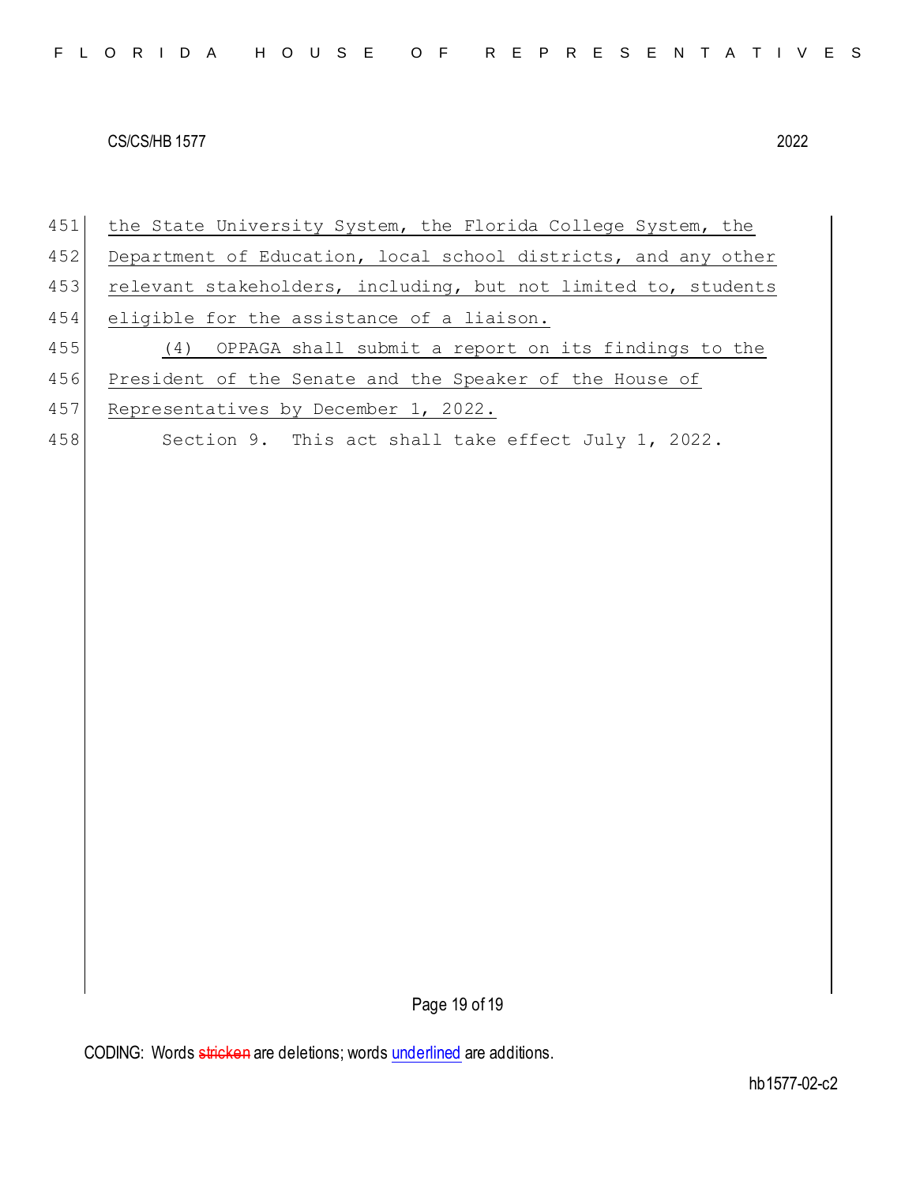451 the State University System, the Florida College System, the
452 Department of Education, local school districts, and any other
453 relevant stakeholders, including, but not limited to, students
454 eligible for the assistance of a liaison.

455 (4) OPPAGA shall submit a report on its findings to the
456 President of the Senate and the Speaker of the House of
457 Representatives by December 1, 2022.

458 Section 9. This act shall take effect July 1, 2022.

CODING: Words stricken are deletions; words underlined are additions.

hb1577-02-c2